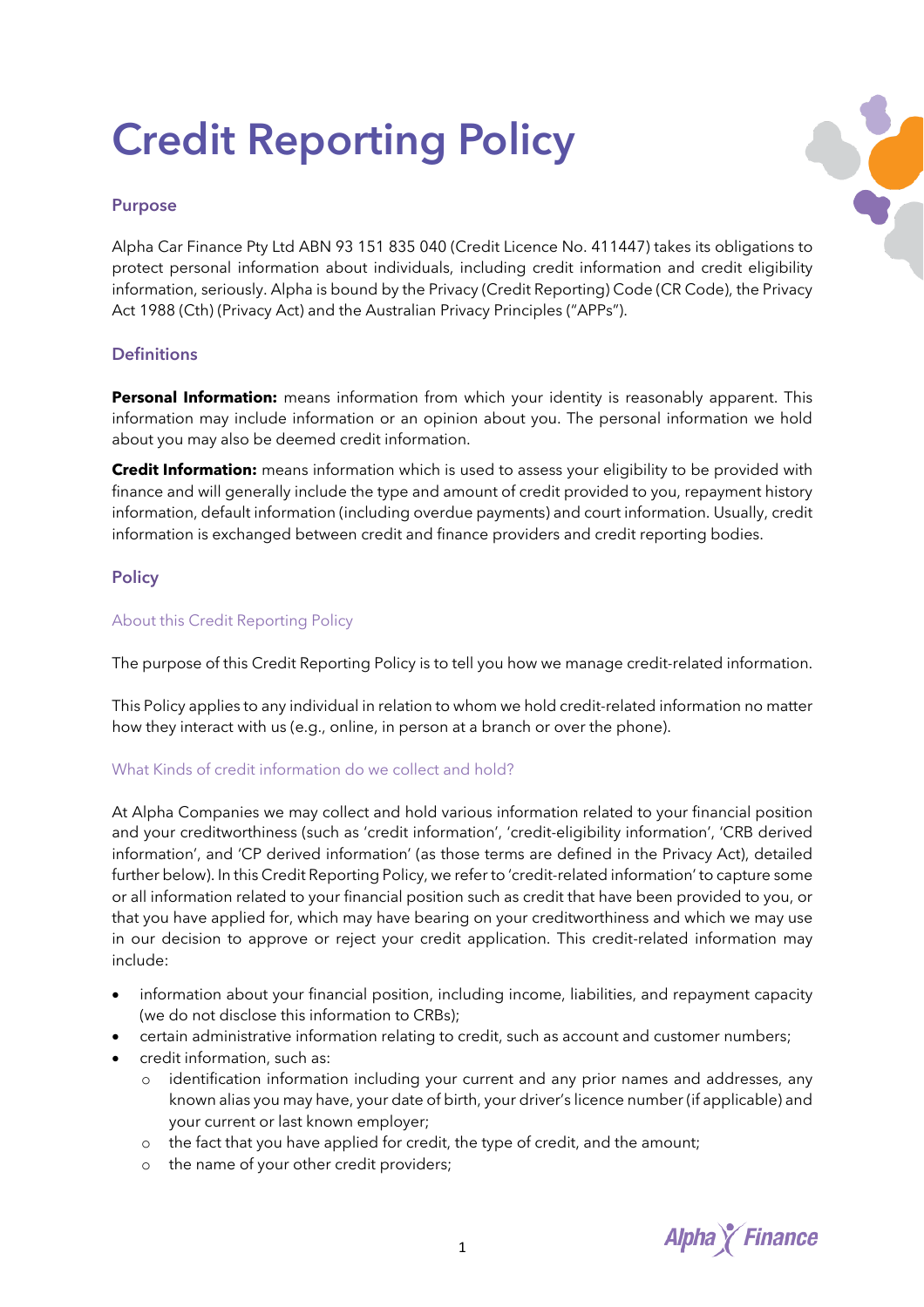# Credit Reporting Policy

## Purpose

Alpha Car Finance Pty Ltd ABN 93 151 835 040 (Credit Licence No. 411447) takes its obligations to protect personal information about individuals, including credit information and credit eligibility information, seriously. Alpha is bound by the Privacy (Credit Reporting) Code (CR Code), the Privacy Act 1988 (Cth) (Privacy Act) and the Australian Privacy Principles ("APPs").

## Definitions

**Personal Information:** means information from which your identity is reasonably apparent. This information may include information or an opinion about you. The personal information we hold about you may also be deemed credit information.

**Credit Information:** means information which is used to assess your eligibility to be provided with finance and will generally include the type and amount of credit provided to you, repayment history information, default information (including overdue payments) and court information. Usually, credit information is exchanged between credit and finance providers and credit reporting bodies.

## Policy

### About this Credit Reporting Policy

The purpose of this Credit Reporting Policy is to tell you how we manage credit-related information.

This Policy applies to any individual in relation to whom we hold credit-related information no matter how they interact with us (e.g., online, in person at a branch or over the phone).

### What Kinds of credit information do we collect and hold?

At Alpha Companies we may collect and hold various information related to your financial position and your creditworthiness (such as 'credit information', 'credit-eligibility information', 'CRB derived information', and 'CP derived information' (as those terms are defined in the Privacy Act), detailed further below). In this Credit Reporting Policy, we refer to 'credit-related information' to capture some or all information related to your financial position such as credit that have been provided to you, or that you have applied for, which may have bearing on your creditworthiness and which we may use in our decision to approve or reject your credit application. This credit-related information may include:

- information about your financial position, including income, liabilities, and repayment capacity (we do not disclose this information to CRBs);
- certain administrative information relating to credit, such as account and customer numbers;
- credit information, such as:
  - identification information including your current and any prior names and addresses, any known alias you may have, your date of birth, your driver's licence number (if applicable) and your current or last known employer;
  - the fact that you have applied for credit, the type of credit, and the amount;
  - the name of your other credit providers;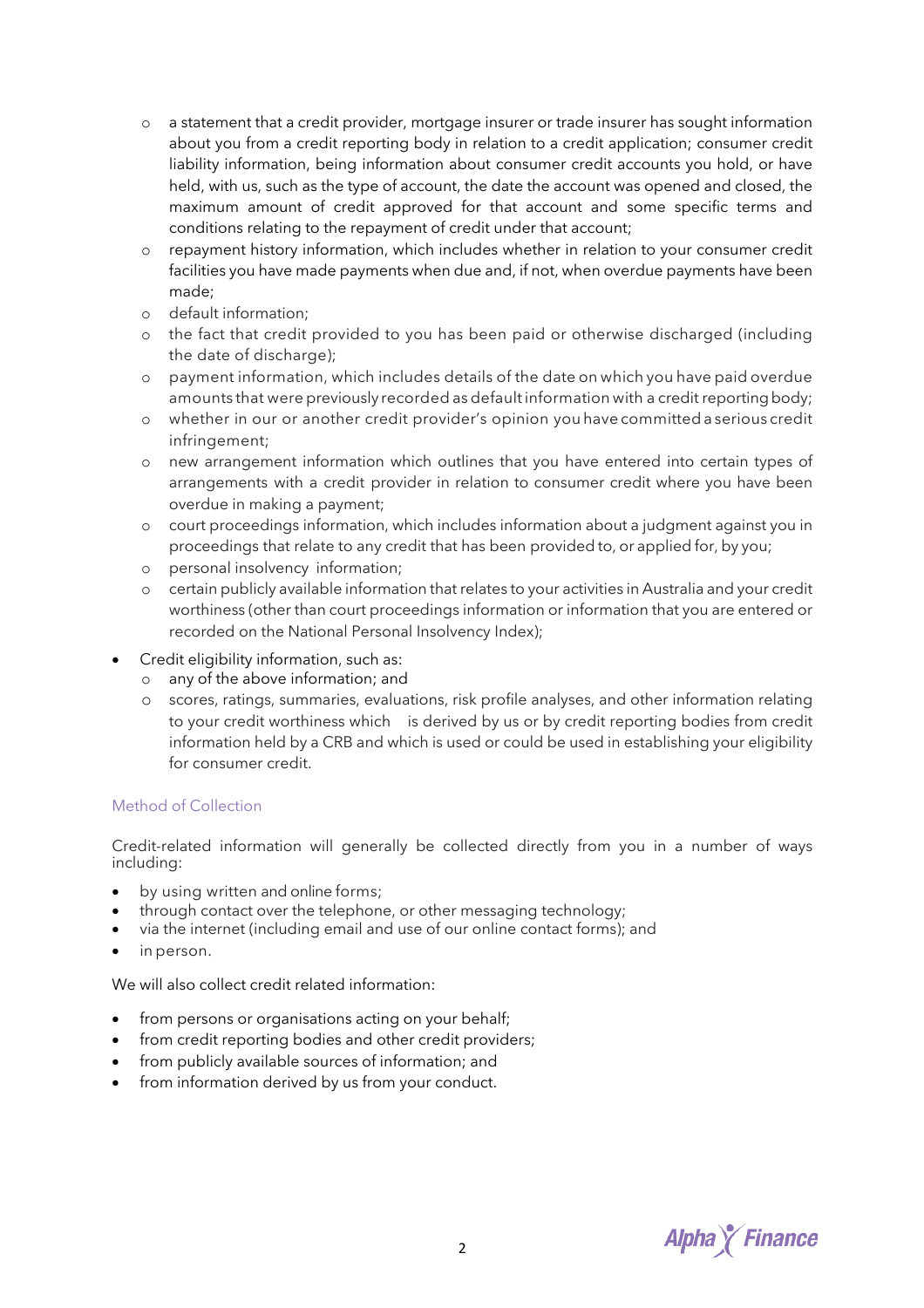- a statement that a credit provider, mortgage insurer or trade insurer has sought information about you from a credit reporting body in relation to a credit application; consumer credit liability information, being information about consumer credit accounts you hold, or have held, with us, such as the type of account, the date the account was opened and closed, the maximum amount of credit approved for that account and some specific terms and conditions relating to the repayment of credit under that account;
- repayment history information, which includes whether in relation to your consumer credit facilities you have made payments when due and, if not, when overdue payments have been made;
- default information;
- the fact that credit provided to you has been paid or otherwise discharged (including the date of discharge);
- payment information, which includes details of the date on which you have paid overdue amounts that were previously recorded as default information with a credit reporting body;
- whether in our or another credit provider's opinion you have committed a serious credit infringement;
- new arrangement information which outlines that you have entered into certain types of arrangements with a credit provider in relation to consumer credit where you have been overdue in making a payment;
- court proceedings information, which includes information about a judgment against you in proceedings that relate to any credit that has been provided to, or applied for, by you;
- personal insolvency information;
- certain publicly available information that relates to your activities in Australia and your credit worthiness (other than court proceedings information or information that you are entered or recorded on the National Personal Insolvency Index);

- Credit eligibility information, such as:
  - any of the above information; and
  - scores, ratings, summaries, evaluations, risk profile analyses, and other information relating to your credit worthiness which is derived by us or by credit reporting bodies from credit information held by a CRB and which is used or could be used in establishing your eligibility for consumer credit.

## Method of Collection

Credit-related information will generally be collected directly from you in a number of ways including:

- by using written and online forms;
- through contact over the telephone, or other messaging technology;
- via the internet (including email and use of our online contact forms); and
- in person.

We will also collect credit related information:

- from persons or organisations acting on your behalf;
- from credit reporting bodies and other credit providers;
- from publicly available sources of information; and
- from information derived by us from your conduct.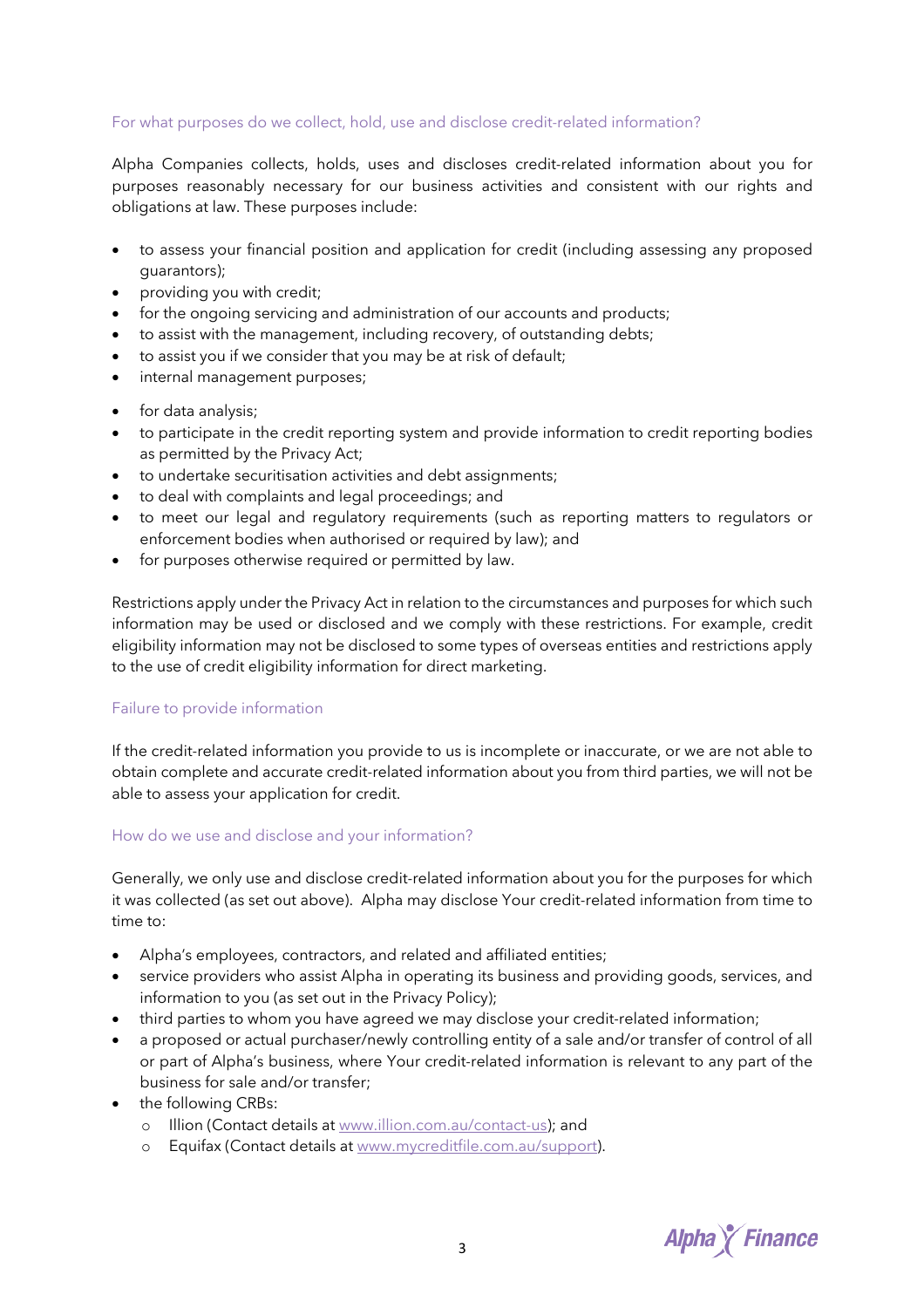## For what purposes do we collect, hold, use and disclose credit-related information?

Alpha Companies collects, holds, uses and discloses credit-related information about you for purposes reasonably necessary for our business activities and consistent with our rights and obligations at law. These purposes include:

- to assess your financial position and application for credit (including assessing any proposed guarantors);
- providing you with credit;
- for the ongoing servicing and administration of our accounts and products;
- to assist with the management, including recovery, of outstanding debts;
- to assist you if we consider that you may be at risk of default;
- internal management purposes;
- for data analysis;
- to participate in the credit reporting system and provide information to credit reporting bodies as permitted by the Privacy Act;
- to undertake securitisation activities and debt assignments;
- to deal with complaints and legal proceedings; and
- to meet our legal and regulatory requirements (such as reporting matters to regulators or enforcement bodies when authorised or required by law); and
- for purposes otherwise required or permitted by law.

Restrictions apply under the Privacy Act in relation to the circumstances and purposes for which such information may be used or disclosed and we comply with these restrictions. For example, credit eligibility information may not be disclosed to some types of overseas entities and restrictions apply to the use of credit eligibility information for direct marketing.

## Failure to provide information

If the credit-related information you provide to us is incomplete or inaccurate, or we are not able to obtain complete and accurate credit-related information about you from third parties, we will not be able to assess your application for credit.

## How do we use and disclose and your information?

Generally, we only use and disclose credit-related information about you for the purposes for which it was collected (as set out above). Alpha may disclose Your credit-related information from time to time to:

- Alpha's employees, contractors, and related and affiliated entities;
- service providers who assist Alpha in operating its business and providing goods, services, and information to you (as set out in the Privacy Policy);
- third parties to whom you have agreed we may disclose your credit-related information;
- a proposed or actual purchaser/newly controlling entity of a sale and/or transfer of control of all or part of Alpha's business, where Your credit-related information is relevant to any part of the business for sale and/or transfer;
- the following CRBs:
  - Illion (Contact details at www.illion.com.au/contact-us); and
  - Equifax (Contact details at www.mycreditfile.com.au/support).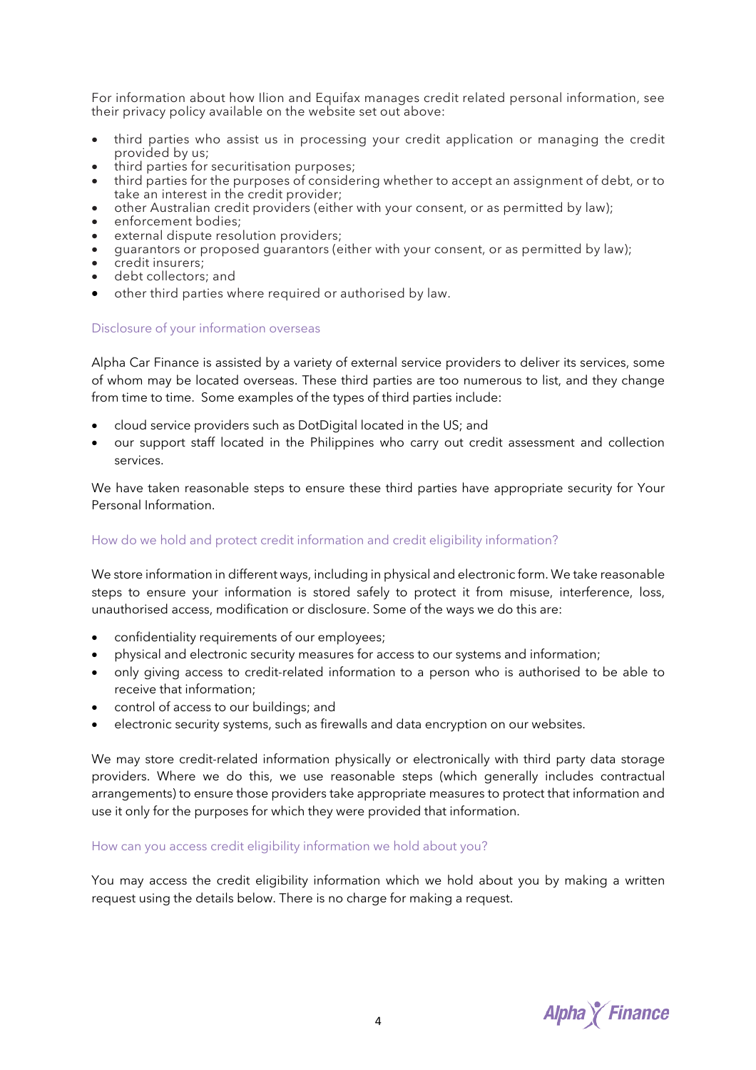For information about how Ilion and Equifax manages credit related personal information, see their privacy policy available on the website set out above:

- third parties who assist us in processing your credit application or managing the credit provided by us;
- third parties for securitisation purposes;
- third parties for the purposes of considering whether to accept an assignment of debt, or to take an interest in the credit provider;
- other Australian credit providers (either with your consent, or as permitted by law);
- enforcement bodies;
- external dispute resolution providers;
- guarantors or proposed guarantors (either with your consent, or as permitted by law);
- credit insurers;
- debt collectors; and
- other third parties where required or authorised by law.

### Disclosure of your information overseas

Alpha Car Finance is assisted by a variety of external service providers to deliver its services, some of whom may be located overseas. These third parties are too numerous to list, and they change from time to time. Some examples of the types of third parties include:

- cloud service providers such as DotDigital located in the US; and
- our support staff located in the Philippines who carry out credit assessment and collection services.

We have taken reasonable steps to ensure these third parties have appropriate security for Your Personal Information.

### How do we hold and protect credit information and credit eligibility information?

We store information in different ways, including in physical and electronic form. We take reasonable steps to ensure your information is stored safely to protect it from misuse, interference, loss, unauthorised access, modification or disclosure. Some of the ways we do this are:

- confidentiality requirements of our employees;
- physical and electronic security measures for access to our systems and information;
- only giving access to credit-related information to a person who is authorised to be able to receive that information;
- control of access to our buildings; and
- electronic security systems, such as firewalls and data encryption on our websites.

We may store credit-related information physically or electronically with third party data storage providers. Where we do this, we use reasonable steps (which generally includes contractual arrangements) to ensure those providers take appropriate measures to protect that information and use it only for the purposes for which they were provided that information.

### How can you access credit eligibility information we hold about you?

You may access the credit eligibility information which we hold about you by making a written request using the details below. There is no charge for making a request.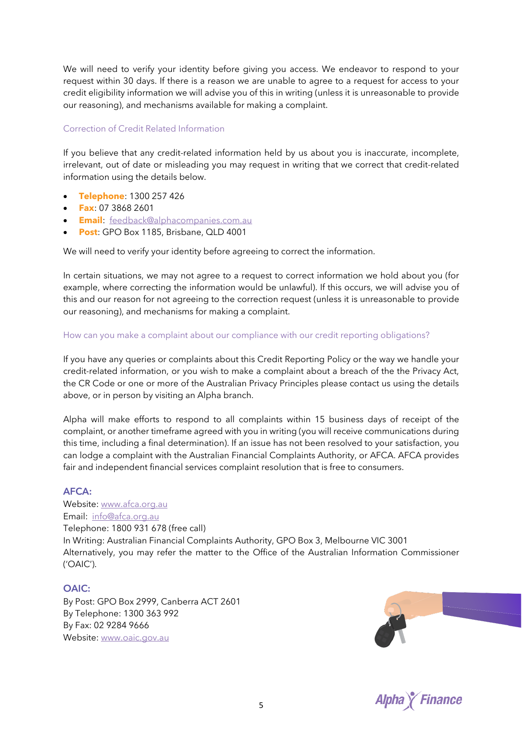We will need to verify your identity before giving you access. We endeavor to respond to your request within 30 days. If there is a reason we are unable to agree to a request for access to your credit eligibility information we will advise you of this in writing (unless it is unreasonable to provide our reasoning), and mechanisms available for making a complaint.

### Correction of Credit Related Information

If you believe that any credit-related information held by us about you is inaccurate, incomplete, irrelevant, out of date or misleading you may request in writing that we correct that credit-related information using the details below.

- **Telephone**: 1300 257 426
- **Fax**: 07 3868 2601
- **Email**: feedback@alphacompanies.com.au
- **Post**: GPO Box 1185, Brisbane, QLD 4001

We will need to verify your identity before agreeing to correct the information.

In certain situations, we may not agree to a request to correct information we hold about you (for example, where correcting the information would be unlawful). If this occurs, we will advise you of this and our reason for not agreeing to the correction request (unless it is unreasonable to provide our reasoning), and mechanisms for making a complaint.

### How can you make a complaint about our compliance with our credit reporting obligations?

If you have any queries or complaints about this Credit Reporting Policy or the way we handle your credit-related information, or you wish to make a complaint about a breach of the the Privacy Act, the CR Code or one or more of the Australian Privacy Principles please contact us using the details above, or in person by visiting an Alpha branch.

Alpha will make efforts to respond to all complaints within 15 business days of receipt of the complaint, or another timeframe agreed with you in writing (you will receive communications during this time, including a final determination). If an issue has not been resolved to your satisfaction, you can lodge a complaint with the Australian Financial Complaints Authority, or AFCA. AFCA provides fair and independent financial services complaint resolution that is free to consumers.

**AFCA:**
Website: www.afca.org.au
Email: info@afca.org.au
Telephone: 1800 931 678 (free call)
In Writing: Australian Financial Complaints Authority, GPO Box 3, Melbourne VIC 3001
Alternatively, you may refer the matter to the Office of the Australian Information Commissioner ('OAIC').

**OAIC:**
By Post: GPO Box 2999, Canberra ACT 2601
By Telephone: 1300 363 992
By Fax: 02 9284 9666
Website: www.oaic.gov.au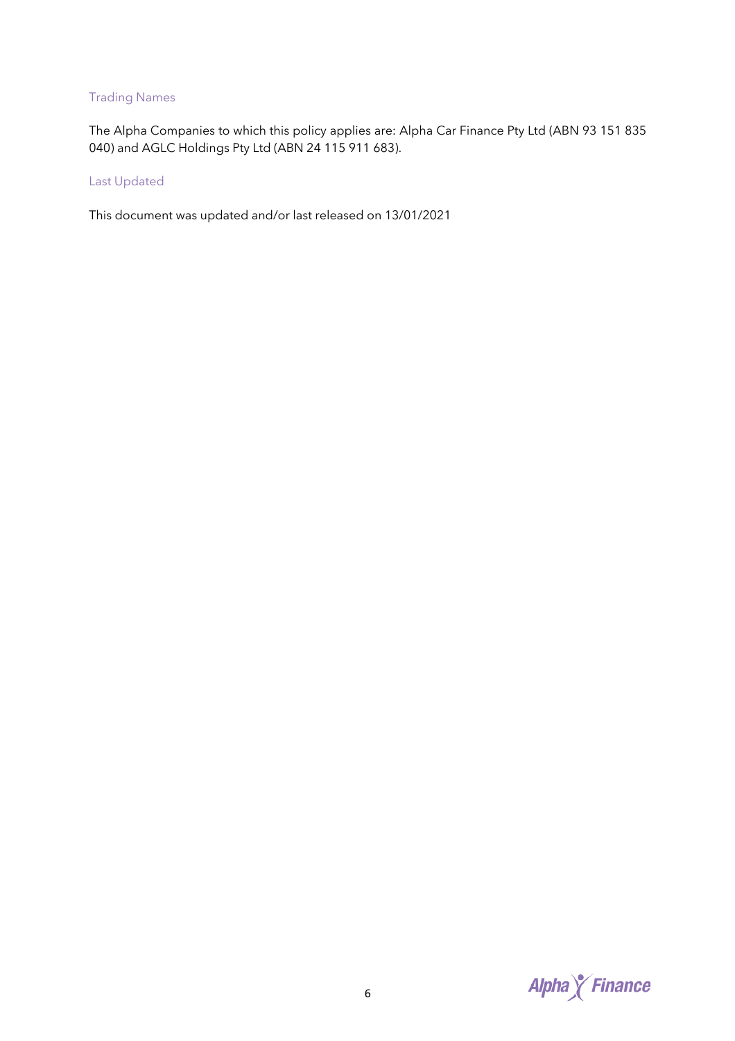### Trading Names

The Alpha Companies to which this policy applies are: Alpha Car Finance Pty Ltd (ABN 93 151 835 040) and AGLC Holdings Pty Ltd (ABN 24 115 911 683).

### Last Updated

This document was updated and/or last released on 13/01/2021